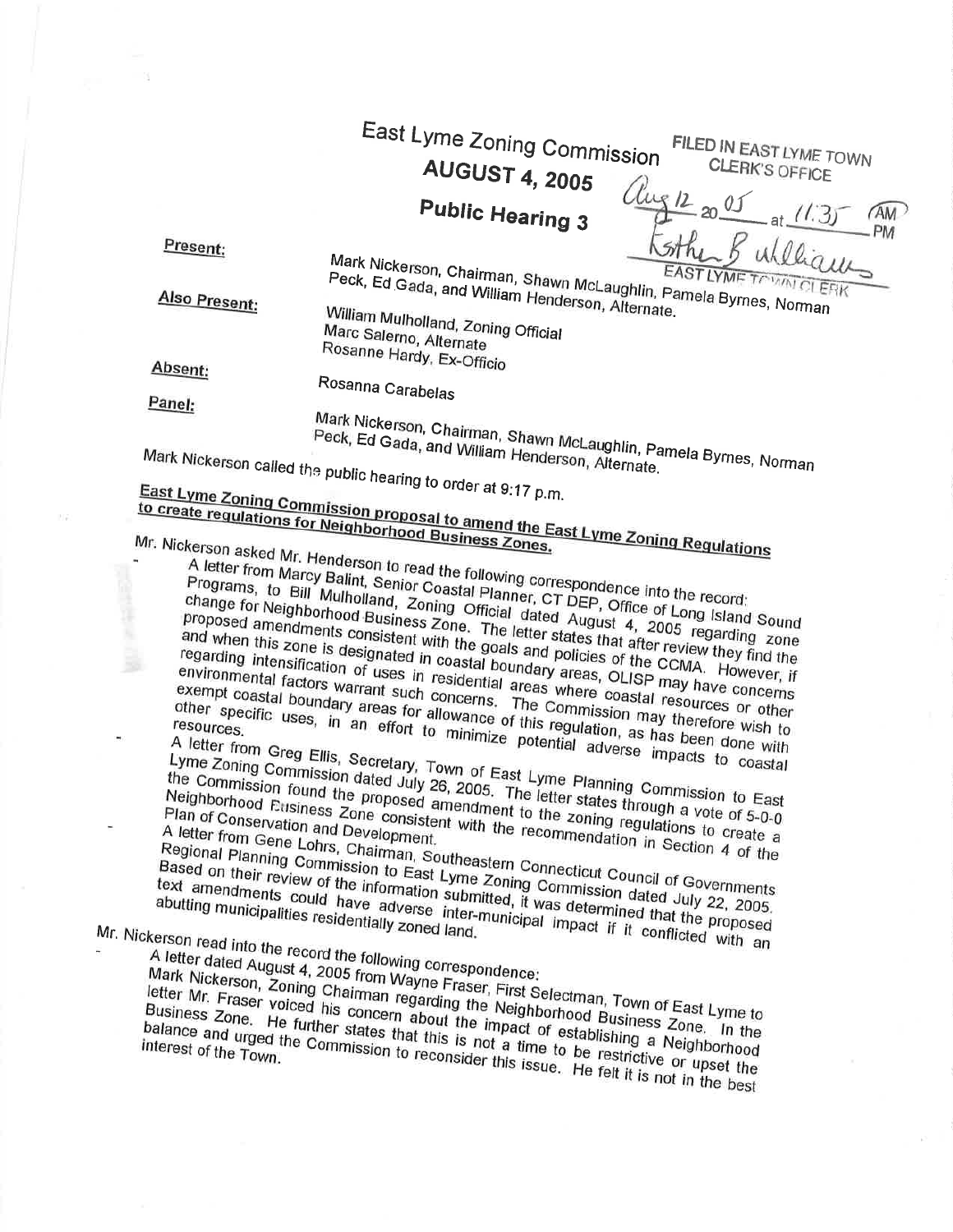# East Lyme Zoning Commission

## AUGUST 4, 2005

## Public Hearing 3

FILED IN EAST LYME TOWN CLERK'S OFFICE
Aug 12 20 05 at 11:35 AM
Esther B. Williams
EAST LYME TOWN CLERK

**Present:** Mark Nickerson, Chairman, Shawn McLaughlin, Pamela Byrnes, Norman Peck, Ed Gada, and William Henderson, Alternate.

**Also Present:** William Mulholland, Zoning Official
Marc Salerno, Alternate
Rosanne Hardy, Ex-Officio

**Absent:** Rosanna Carabelas

**Panel:** Mark Nickerson, Chairman, Shawn McLaughlin, Pamela Byrnes, Norman Peck, Ed Gada, and William Henderson, Alternate.

Mark Nickerson called the public hearing to order at 9:17 p.m.

**East Lyme Zoning Commission proposal to amend the East Lyme Zoning Regulations to create regulations for Neighborhood Business Zones.**

Mr. Nickerson asked Mr. Henderson to read the following correspondence into the record:

- A letter from Marcy Balint, Senior Coastal Planner, CT DEP, Office of Long Island Sound Programs, to Bill Mulholland, Zoning Official dated August 4, 2005 regarding zone change for Neighborhood Business Zone. The letter states that after review they find the proposed amendments consistent with the goals and policies of the CCMA. However, if and when this zone is designated in coastal boundary areas, OLISP may have concerns regarding intensification of uses in residential areas where coastal resources or other environmental factors warrant such concerns. The Commission may therefore wish to exempt coastal boundary areas for allowance of this regulation, as has been done with other specific uses, in an effort to minimize potential adverse impacts to coastal resources.
- A letter from Greg Ellis, Secretary, Town of East Lyme Planning Commission to East Lyme Zoning Commission dated July 26, 2005. The letter states through a vote of 5-0-0 the Commission found the proposed amendment to the zoning regulations to create a Neighborhood Business Zone consistent with the recommendation in Section 4 of the Plan of Conservation and Development.
- A letter from Gene Lohrs, Chairman, Southeastern Connecticut Council of Governments Regional Planning Commission to East Lyme Zoning Commission dated July 22, 2005. Based on their review of the information submitted, it was determined that the proposed text amendments could have adverse inter-municipal impact if it conflicted with an abutting municipalities residentially zoned land.

Mr. Nickerson read into the record the following correspondence:

- A letter dated August 4, 2005 from Wayne Fraser, First Selectman, Town of East Lyme to Mark Nickerson, Zoning Chairman regarding the Neighborhood Business Zone. In the letter Mr. Fraser voiced his concern about the impact of establishing a Neighborhood Business Zone. He further states that this is not a time to be restrictive or upset the balance and urged the Commission to reconsider this issue. He felt it is not in the best interest of the Town.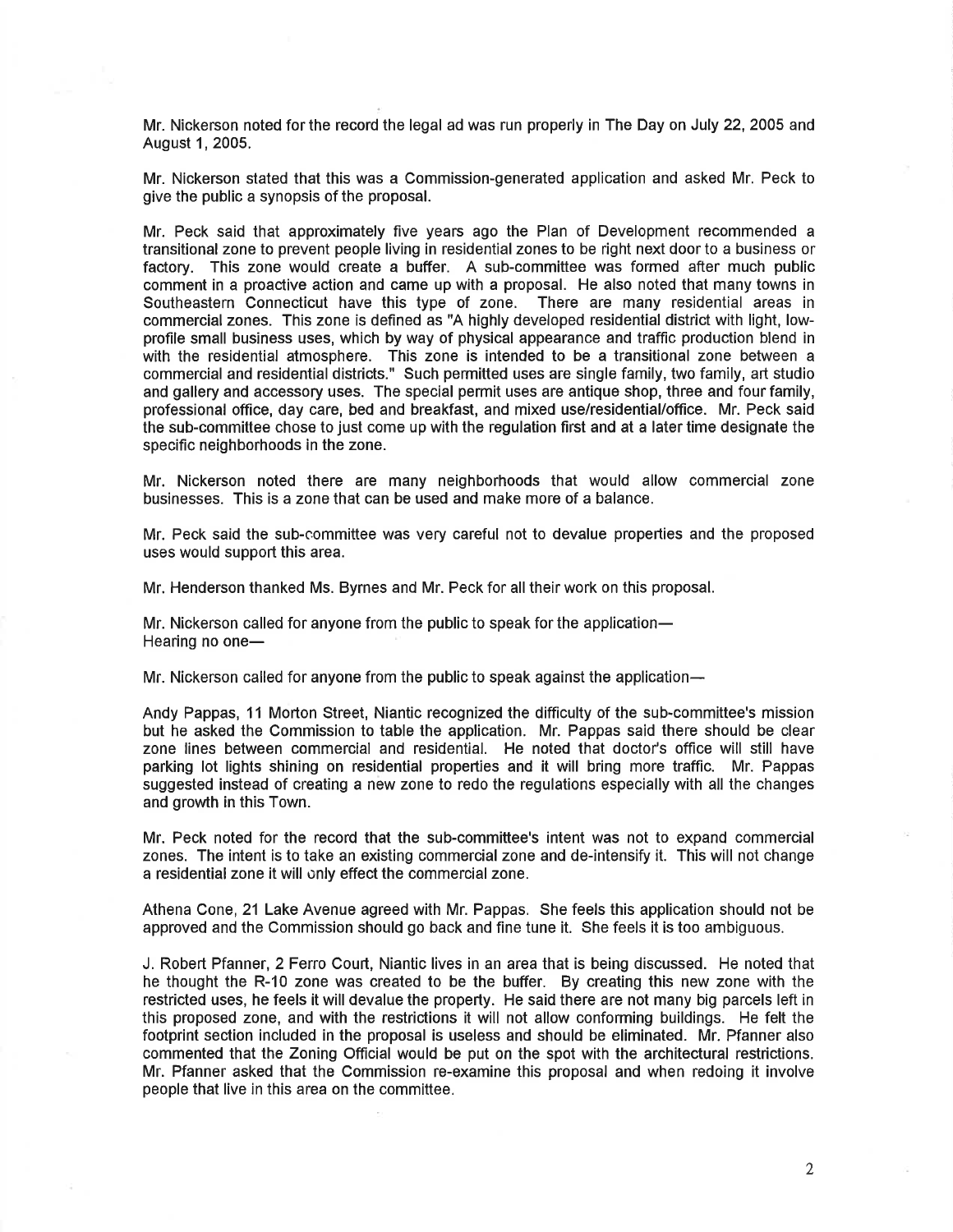Mr. Nickerson noted for the record the legal ad was run properly in The Day on July 22, 2005 and August 1, 2005.

Mr. Nickerson stated that this was a Commission-generated application and asked Mr. Peck to give the public a synopsis of the proposal.

Mr. Peck said that approximately five years ago the Plan of Development recommended a transitional zone to prevent people living in residential zones to be right next door to a business or factory. This zone would create a buffer. A sub-committee was formed after much public comment in a proactive action and came up with a proposal. He also noted that many towns in Southeastern Connecticut have this type of zone. There are many residential areas in commercial zones. This zone is defined as "A highly developed residential district with light, low-profile small business uses, which by way of physical appearance and traffic production blend in with the residential atmosphere. This zone is intended to be a transitional zone between a commercial and residential districts." Such permitted uses are single family, two family, art studio and gallery and accessory uses. The special permit uses are antique shop, three and four family, professional office, day care, bed and breakfast, and mixed use/residential/office. Mr. Peck said the sub-committee chose to just come up with the regulation first and at a later time designate the specific neighborhoods in the zone.

Mr. Nickerson noted there are many neighborhoods that would allow commercial zone businesses. This is a zone that can be used and make more of a balance.

Mr. Peck said the sub-committee was very careful not to devalue properties and the proposed uses would support this area.

Mr. Henderson thanked Ms. Byrnes and Mr. Peck for all their work on this proposal.

Mr. Nickerson called for anyone from the public to speak for the application—
Hearing no one—

Mr. Nickerson called for anyone from the public to speak against the application—

Andy Pappas, 11 Morton Street, Niantic recognized the difficulty of the sub-committee's mission but he asked the Commission to table the application. Mr. Pappas said there should be clear zone lines between commercial and residential. He noted that doctor's office will still have parking lot lights shining on residential properties and it will bring more traffic. Mr. Pappas suggested instead of creating a new zone to redo the regulations especially with all the changes and growth in this Town.

Mr. Peck noted for the record that the sub-committee's intent was not to expand commercial zones. The intent is to take an existing commercial zone and de-intensify it. This will not change a residential zone it will only effect the commercial zone.

Athena Cone, 21 Lake Avenue agreed with Mr. Pappas. She feels this application should not be approved and the Commission should go back and fine tune it. She feels it is too ambiguous.

J. Robert Pfanner, 2 Ferro Court, Niantic lives in an area that is being discussed. He noted that he thought the R-10 zone was created to be the buffer. By creating this new zone with the restricted uses, he feels it will devalue the property. He said there are not many big parcels left in this proposed zone, and with the restrictions it will not allow conforming buildings. He felt the footprint section included in the proposal is useless and should be eliminated. Mr. Pfanner also commented that the Zoning Official would be put on the spot with the architectural restrictions. Mr. Pfanner asked that the Commission re-examine this proposal and when redoing it involve people that live in this area on the committee.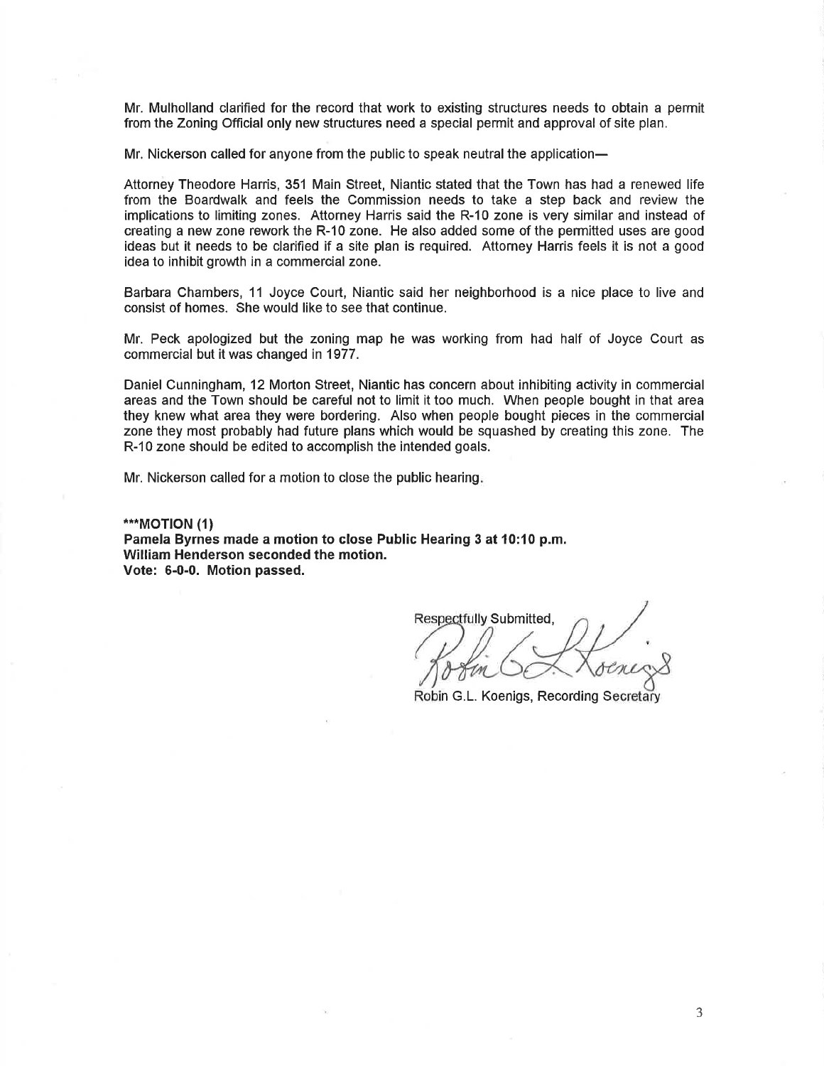Mr. Mulholland clarified for the record that work to existing structures needs to obtain a permit from the Zoning Official only new structures need a special permit and approval of site plan.

Mr. Nickerson called for anyone from the public to speak neutral the application—

Attorney Theodore Harris, 351 Main Street, Niantic stated that the Town has had a renewed life from the Boardwalk and feels the Commission needs to take a step back and review the implications to limiting zones. Attorney Harris said the R-10 zone is very similar and instead of creating a new zone rework the R-10 zone. He also added some of the permitted uses are good ideas but it needs to be clarified if a site plan is required. Attorney Harris feels it is not a good idea to inhibit growth in a commercial zone.

Barbara Chambers, 11 Joyce Court, Niantic said her neighborhood is a nice place to live and consist of homes. She would like to see that continue.

Mr. Peck apologized but the zoning map he was working from had half of Joyce Court as commercial but it was changed in 1977.

Daniel Cunningham, 12 Morton Street, Niantic has concern about inhibiting activity in commercial areas and the Town should be careful not to limit it too much. When people bought in that area they knew what area they were bordering. Also when people bought pieces in the commercial zone they most probably had future plans which would be squashed by creating this zone. The R-10 zone should be edited to accomplish the intended goals.

Mr. Nickerson called for a motion to close the public hearing.

**\*\*\*MOTION (1)**
**Pamela Byrnes made a motion to close Public Hearing 3 at 10:10 p.m.**
**William Henderson seconded the motion.**
**Vote: 6-0-0. Motion passed.**

Respectfully Submitted,

Robin G.L. Koenigs, Recording Secretary